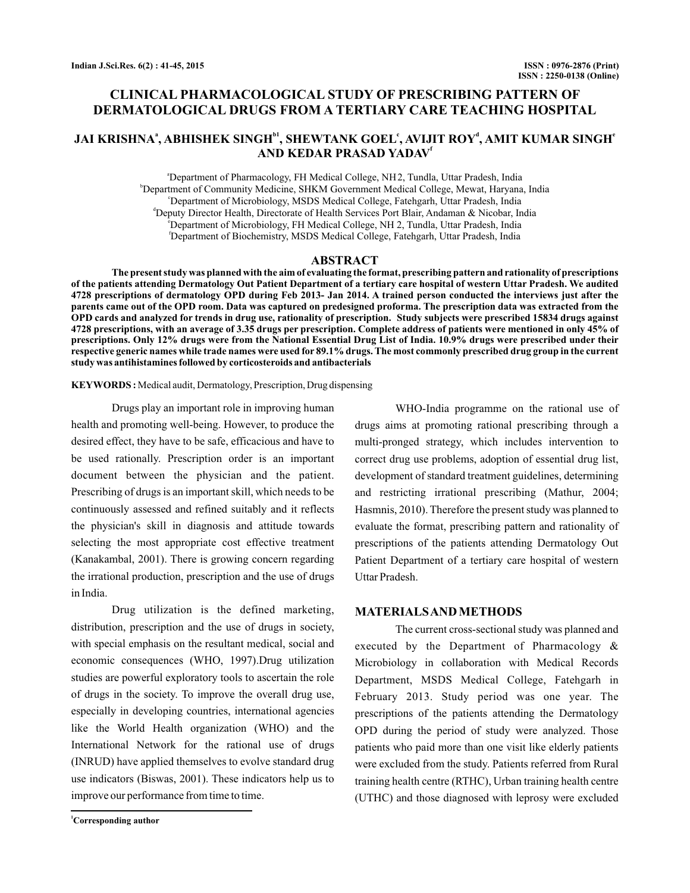# CLINICAL PHARMACOLOGICAL STUDY OF PRESCRIBING PATTERN OF DERMATOLOGICAL DRUGS FROM A TERTIARY CARE TEACHING HOSPITAL

**JAI KRISHNA[a], ABHISHEK SINGH[b1], SHEWTANK GOEL[c], AVIJIT ROY[d], AMIT KUMAR SINGH[e] AND KEDAR PRASAD YADAV[f]**

[a]Department of Pharmacology, FH Medical College, NH 2, Tundla, Uttar Pradesh, India
[b]Department of Community Medicine, SHKM Government Medical College, Mewat, Haryana, India
[c]Department of Microbiology, MSDS Medical College, Fatehgarh, Uttar Pradesh, India
[d]Deputy Director Health, Directorate of Health Services Port Blair, Andaman & Nicobar, India
[e]Department of Microbiology, FH Medical College, NH 2, Tundla, Uttar Pradesh, India
[f]Department of Biochemistry, MSDS Medical College, Fatehgarh, Uttar Pradesh, India

## ABSTRACT

**The present study was planned with the aim of evaluating the format, prescribing pattern and rationality of prescriptions of the patients attending Dermatology Out Patient Department of a tertiary care hospital of western Uttar Pradesh. We audited 4728 prescriptions of dermatology OPD during Feb 2013- Jan 2014. A trained person conducted the interviews just after the parents came out of the OPD room. Data was captured on predesigned proforma. The prescription data was extracted from the OPD cards and analyzed for trends in drug use, rationality of prescription. Study subjects were prescribed 15834 drugs against 4728 prescriptions, with an average of 3.35 drugs per prescription. Complete address of patients were mentioned in only 45% of prescriptions. Only 12% drugs were from the National Essential Drug List of India. 10.9% drugs were prescribed under their respective generic names while trade names were used for 89.1% drugs. The most commonly prescribed drug group in the current study was antihistamines followed by corticosteroids and antibacterials**

**KEYWORDS :** Medical audit, Dermatology, Prescription, Drug dispensing

Drugs play an important role in improving human health and promoting well-being. However, to produce the desired effect, they have to be safe, efficacious and have to be used rationally. Prescription order is an important document between the physician and the patient. Prescribing of drugs is an important skill, which needs to be continuously assessed and refined suitably and it reflects the physician's skill in diagnosis and attitude towards selecting the most appropriate cost effective treatment (Kanakambal, 2001). There is growing concern regarding the irrational production, prescription and the use of drugs in India.

Drug utilization is the defined marketing, distribution, prescription and the use of drugs in society, with special emphasis on the resultant medical, social and economic consequences (WHO, 1997).Drug utilization studies are powerful exploratory tools to ascertain the role of drugs in the society. To improve the overall drug use, especially in developing countries, international agencies like the World Health organization (WHO) and the International Network for the rational use of drugs (INRUD) have applied themselves to evolve standard drug use indicators (Biswas, 2001). These indicators help us to improve our performance from time to time.

WHO-India programme on the rational use of drugs aims at promoting rational prescribing through a multi-pronged strategy, which includes intervention to correct drug use problems, adoption of essential drug list, development of standard treatment guidelines, determining and restricting irrational prescribing (Mathur, 2004; Hasmnis, 2010). Therefore the present study was planned to evaluate the format, prescribing pattern and rationality of prescriptions of the patients attending Dermatology Out Patient Department of a tertiary care hospital of western Uttar Pradesh.

## MATERIALS AND METHODS

The current cross-sectional study was planned and executed by the Department of Pharmacology & Microbiology in collaboration with Medical Records Department, MSDS Medical College, Fatehgarh in February 2013. Study period was one year. The prescriptions of the patients attending the Dermatology OPD during the period of study were analyzed. Those patients who paid more than one visit like elderly patients were excluded from the study. Patients referred from Rural training health centre (RTHC), Urban training health centre (UTHC) and those diagnosed with leprosy were excluded

[1]Corresponding author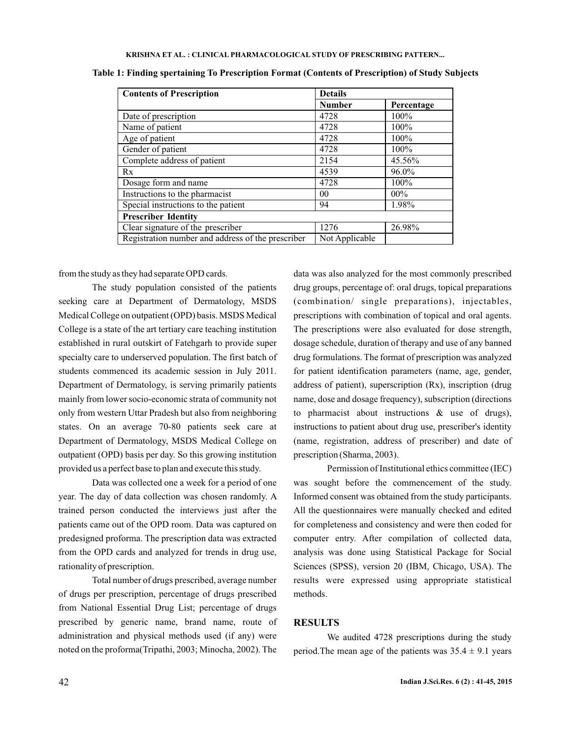**Table 1: Finding spertaining To Prescription Format (Contents of Prescription) of Study Subjects**

| Contents of Prescription | Details | |
|---|---|---|
| | Number | Percentage |
| Date of prescription | 4728 | 100% |
| Name of patient | 4728 | 100% |
| Age of patient | 4728 | 100% |
| Gender of patient | 4728 | 100% |
| Complete address of patient | 2154 | 45.56% |
| Rx | 4539 | 96.0% |
| Dosage form and name | 4728 | 100% |
| Instructions to the pharmacist | 00 | 00% |
| Special instructions to the patient | 94 | 1.98% |
| **Prescriber Identity** | | |
| Clear signature of the prescriber | 1276 | 26.98% |
| Registration number and address of the prescriber | Not Applicable | |

from the study as they had separate OPD cards.

The study population consisted of the patients seeking care at Department of Dermatology, MSDS Medical College on outpatient (OPD) basis. MSDS Medical College is a state of the art tertiary care teaching institution established in rural outskirt of Fatehgarh to provide super specialty care to underserved population. The first batch of students commenced its academic session in July 2011. Department of Dermatology, is serving primarily patients mainly from lower socio-economic strata of community not only from western Uttar Pradesh but also from neighboring states. On an average 70-80 patients seek care at Department of Dermatology, MSDS Medical College on outpatient (OPD) basis per day. So this growing institution provided us a perfect base to plan and execute this study.

Data was collected one a week for a period of one year. The day of data collection was chosen randomly. A trained person conducted the interviews just after the patients came out of the OPD room. Data was captured on predesigned proforma. The prescription data was extracted from the OPD cards and analyzed for trends in drug use, rationality of prescription.

Total number of drugs prescribed, average number of drugs per prescription, percentage of drugs prescribed from National Essential Drug List; percentage of drugs prescribed by generic name, brand name, route of administration and physical methods used (if any) were noted on the proforma(Tripathi, 2003; Minocha, 2002). The data was also analyzed for the most commonly prescribed drug groups, percentage of: oral drugs, topical preparations (combination/ single preparations), injectables, prescriptions with combination of topical and oral agents. The prescriptions were also evaluated for dose strength, dosage schedule, duration of therapy and use of any banned drug formulations. The format of prescription was analyzed for patient identification parameters (name, age, gender, address of patient), superscription (Rx), inscription (drug name, dose and dosage frequency), subscription (directions to pharmacist about instructions & use of drugs), instructions to patient about drug use, prescriber's identity (name, registration, address of prescriber) and date of prescription (Sharma, 2003).

Permission of Institutional ethics committee (IEC) was sought before the commencement of the study. Informed consent was obtained from the study participants. All the questionnaires were manually checked and edited for completeness and consistency and were then coded for computer entry. After compilation of collected data, analysis was done using Statistical Package for Social Sciences (SPSS), version 20 (IBM, Chicago, USA). The results were expressed using appropriate statistical methods.

## RESULTS

We audited 4728 prescriptions during the study period.The mean age of the patients was $35.4 \pm 9.1$ years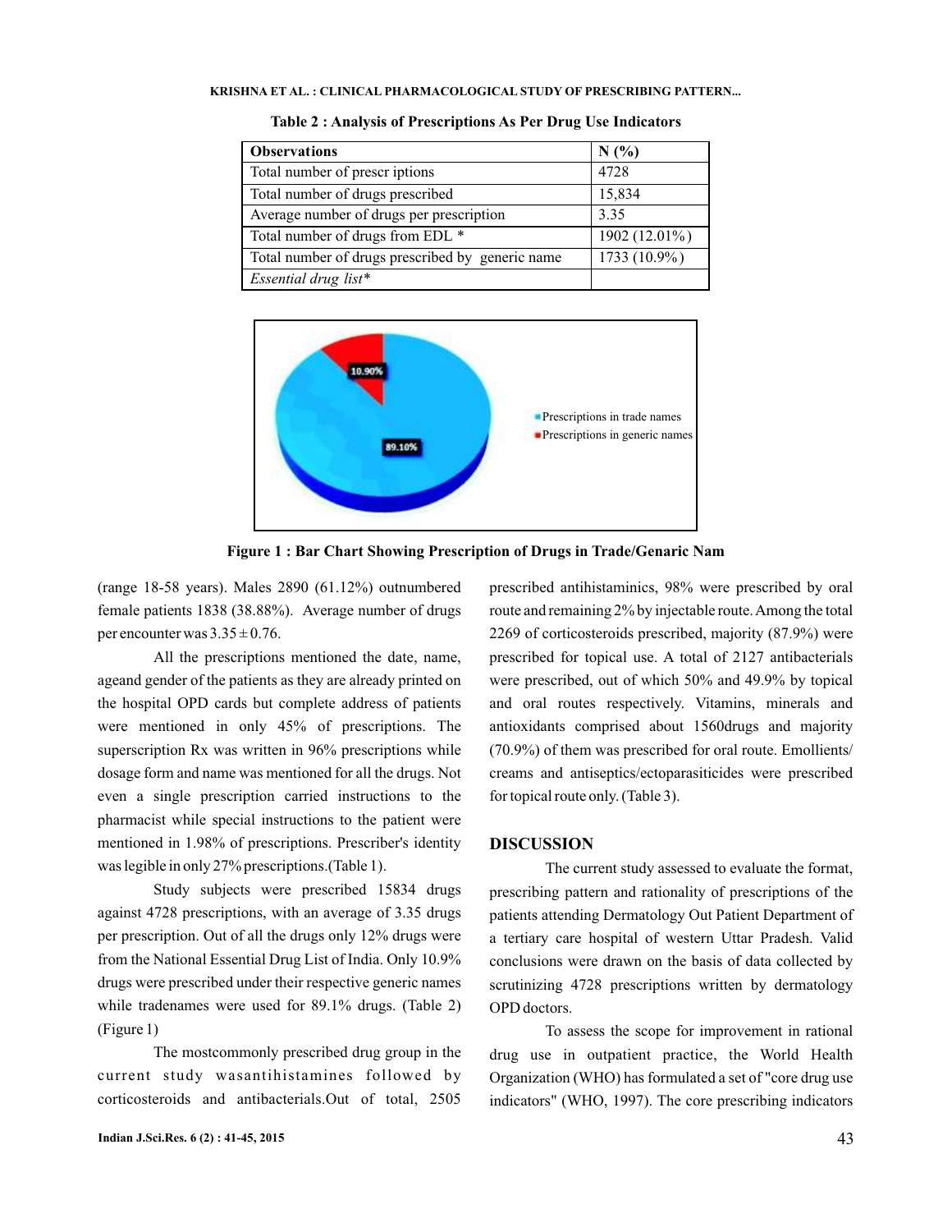**Table 2 : Analysis of Prescriptions As Per Drug Use Indicators**

| Observations | N (%) |
|---|---|
| Total number of prescr iptions | 4728 |
| Total number of drugs prescribed | 15,834 |
| Average number of drugs per prescription | 3.35 |
| Total number of drugs from EDL * | 1902 (12.01%) |
| Total number of drugs prescribed by generic name | 1733 (10.9%) |
| *Essential drug list** | |

**Figure 1 : Bar Chart Showing Prescription of Drugs in Trade/Genaric Nam**

(range 18-58 years). Males 2890 (61.12%) outnumbered female patients 1838 (38.88%). Average number of drugs per encounter was $3.35 \pm 0.76$.

All the prescriptions mentioned the date, name, ageand gender of the patients as they are already printed on the hospital OPD cards but complete address of patients were mentioned in only 45% of prescriptions. The superscription Rx was written in 96% prescriptions while dosage form and name was mentioned for all the drugs. Not even a single prescription carried instructions to the pharmacist while special instructions to the patient were mentioned in 1.98% of prescriptions. Prescriber's identity was legible in only 27% prescriptions.(Table 1).

Study subjects were prescribed 15834 drugs against 4728 prescriptions, with an average of 3.35 drugs per prescription. Out of all the drugs only 12% drugs were from the National Essential Drug List of India. Only 10.9% drugs were prescribed under their respective generic names while tradenames were used for 89.1% drugs. (Table 2) (Figure 1)

The mostcommonly prescribed drug group in the current study wasantihistamines followed by corticosteroids and antibacterials.Out of total, 2505 prescribed antihistaminics, 98% were prescribed by oral route and remaining 2% by injectable route. Among the total 2269 of corticosteroids prescribed, majority (87.9%) were prescribed for topical use. A total of 2127 antibacterials were prescribed, out of which 50% and 49.9% by topical and oral routes respectively. Vitamins, minerals and antioxidants comprised about 1560drugs and majority (70.9%) of them was prescribed for oral route. Emollients/ creams and antiseptics/ectoparasiticides were prescribed for topical route only. (Table 3).

## DISCUSSION

The current study assessed to evaluate the format, prescribing pattern and rationality of prescriptions of the patients attending Dermatology Out Patient Department of a tertiary care hospital of western Uttar Pradesh. Valid conclusions were drawn on the basis of data collected by scrutinizing 4728 prescriptions written by dermatology OPD doctors.

To assess the scope for improvement in rational drug use in outpatient practice, the World Health Organization (WHO) has formulated a set of "core drug use indicators" (WHO, 1997). The core prescribing indicators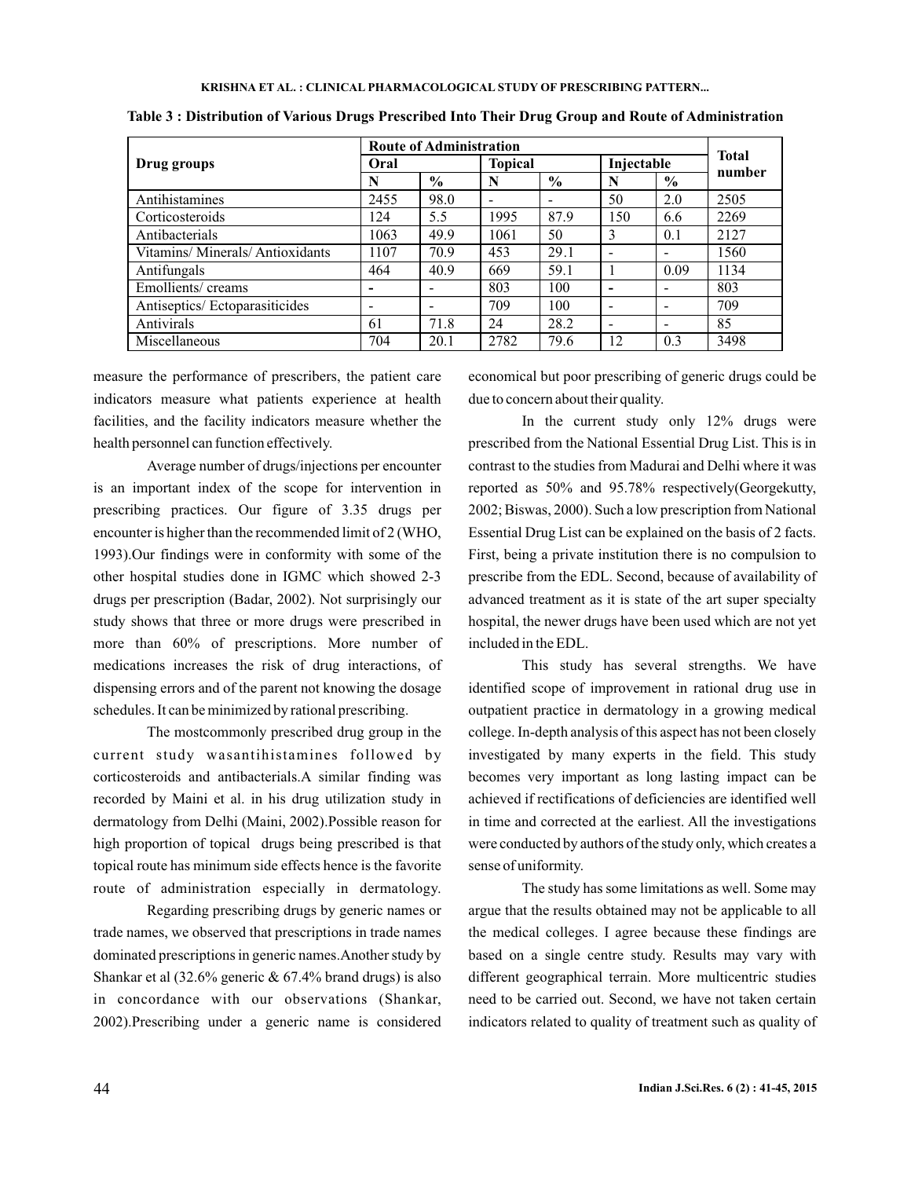**Table 3 : Distribution of Various Drugs Prescribed Into Their Drug Group and Route of Administration**

| Drug groups | Route of Administration | | | | | | Total number |
|---|---|---|---|---|---|---|---|
| | Oral | | Topical | | Injectable | | |
| | N | % | N | % | N | % | |
| Antihistamines | 2455 | 98.0 | - | - | 50 | 2.0 | 2505 |
| Corticosteroids | 124 | 5.5 | 1995 | 87.9 | 150 | 6.6 | 2269 |
| Antibacterials | 1063 | 49.9 | 1061 | 50 | 3 | 0.1 | 2127 |
| Vitamins/ Minerals/ Antioxidants | 1107 | 70.9 | 453 | 29.1 | - | - | 1560 |
| Antifungals | 464 | 40.9 | 669 | 59.1 | 1 | 0.09 | 1134 |
| Emollients/ creams | - | - | 803 | 100 | - | - | 803 |
| Antiseptics/ Ectoparasiticides | - | - | 709 | 100 | - | - | 709 |
| Antivirals | 61 | 71.8 | 24 | 28.2 | - | - | 85 |
| Miscellaneous | 704 | 20.1 | 2782 | 79.6 | 12 | 0.3 | 3498 |

measure the performance of prescribers, the patient care indicators measure what patients experience at health facilities, and the facility indicators measure whether the health personnel can function effectively.

Average number of drugs/injections per encounter is an important index of the scope for intervention in prescribing practices. Our figure of 3.35 drugs per encounter is higher than the recommended limit of 2 (WHO, 1993).Our findings were in conformity with some of the other hospital studies done in IGMC which showed 2-3 drugs per prescription (Badar, 2002). Not surprisingly our study shows that three or more drugs were prescribed in more than 60% of prescriptions. More number of medications increases the risk of drug interactions, of dispensing errors and of the parent not knowing the dosage schedules. It can be minimized by rational prescribing.

The mostcommonly prescribed drug group in the current study wasantihistamines followed by corticosteroids and antibacterials.A similar finding was recorded by Maini et al. in his drug utilization study in dermatology from Delhi (Maini, 2002).Possible reason for high proportion of topical drugs being prescribed is that topical route has minimum side effects hence is the favorite route of administration especially in dermatology.

Regarding prescribing drugs by generic names or trade names, we observed that prescriptions in trade names dominated prescriptions in generic names.Another study by Shankar et al (32.6% generic & 67.4% brand drugs) is also in concordance with our observations (Shankar, 2002).Prescribing under a generic name is considered economical but poor prescribing of generic drugs could be due to concern about their quality.

In the current study only 12% drugs were prescribed from the National Essential Drug List. This is in contrast to the studies from Madurai and Delhi where it was reported as 50% and 95.78% respectively(Georgekutty, 2002; Biswas, 2000). Such a low prescription from National Essential Drug List can be explained on the basis of 2 facts. First, being a private institution there is no compulsion to prescribe from the EDL. Second, because of availability of advanced treatment as it is state of the art super specialty hospital, the newer drugs have been used which are not yet included in the EDL.

This study has several strengths. We have identified scope of improvement in rational drug use in outpatient practice in dermatology in a growing medical college. In-depth analysis of this aspect has not been closely investigated by many experts in the field. This study becomes very important as long lasting impact can be achieved if rectifications of deficiencies are identified well in time and corrected at the earliest. All the investigations were conducted by authors of the study only, which creates a sense of uniformity.

The study has some limitations as well. Some may argue that the results obtained may not be applicable to all the medical colleges. I agree because these findings are based on a single centre study. Results may vary with different geographical terrain. More multicentric studies need to be carried out. Second, we have not taken certain indicators related to quality of treatment such as quality of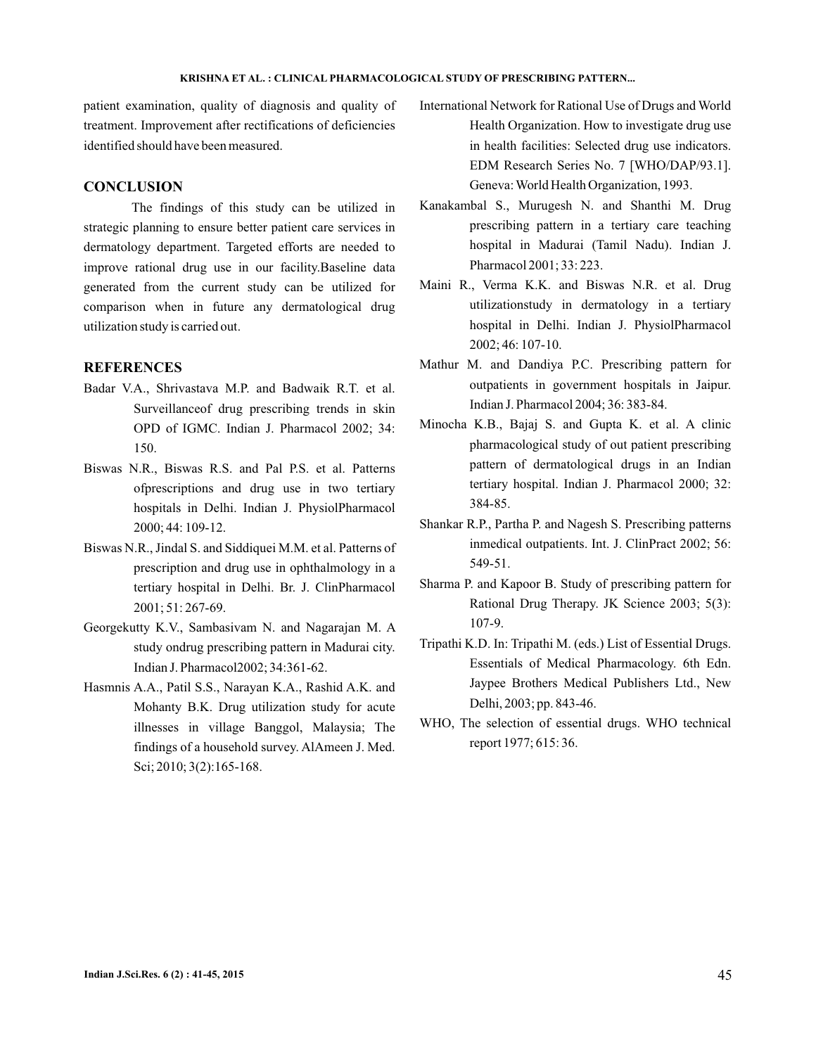patient examination, quality of diagnosis and quality of treatment. Improvement after rectifications of deficiencies identified should have been measured.

## CONCLUSION

The findings of this study can be utilized in strategic planning to ensure better patient care services in dermatology department. Targeted efforts are needed to improve rational drug use in our facility.Baseline data generated from the current study can be utilized for comparison when in future any dermatological drug utilization study is carried out.

## REFERENCES

Badar V.A., Shrivastava M.P. and Badwaik R.T. et al. Surveillanceof drug prescribing trends in skin OPD of IGMC. Indian J. Pharmacol 2002; 34: 150.

Biswas N.R., Biswas R.S. and Pal P.S. et al. Patterns ofprescriptions and drug use in two tertiary hospitals in Delhi. Indian J. PhysiolPharmacol 2000; 44: 109-12.

Biswas N.R., Jindal S. and Siddiquei M.M. et al. Patterns of prescription and drug use in ophthalmology in a tertiary hospital in Delhi. Br. J. ClinPharmacol 2001; 51: 267-69.

Georgekutty K.V., Sambasivam N. and Nagarajan M. A study ondrug prescribing pattern in Madurai city. Indian J. Pharmacol2002; 34:361-62.

Hasmnis A.A., Patil S.S., Narayan K.A., Rashid A.K. and Mohanty B.K. Drug utilization study for acute illnesses in village Banggol, Malaysia; The findings of a household survey. AlAmeen J. Med. Sci; 2010; 3(2):165-168.

International Network for Rational Use of Drugs and World Health Organization. How to investigate drug use in health facilities: Selected drug use indicators. EDM Research Series No. 7 [WHO/DAP/93.1]. Geneva: World Health Organization, 1993.

Kanakambal S., Murugesh N. and Shanthi M. Drug prescribing pattern in a tertiary care teaching hospital in Madurai (Tamil Nadu). Indian J. Pharmacol 2001; 33: 223.

Maini R., Verma K.K. and Biswas N.R. et al. Drug utilizationstudy in dermatology in a tertiary hospital in Delhi. Indian J. PhysiolPharmacol 2002; 46: 107-10.

Mathur M. and Dandiya P.C. Prescribing pattern for outpatients in government hospitals in Jaipur. Indian J. Pharmacol 2004; 36: 383-84.

Minocha K.B., Bajaj S. and Gupta K. et al. A clinic pharmacological study of out patient prescribing pattern of dermatological drugs in an Indian tertiary hospital. Indian J. Pharmacol 2000; 32: 384-85.

Shankar R.P., Partha P. and Nagesh S. Prescribing patterns inmedical outpatients. Int. J. ClinPract 2002; 56: 549-51.

Sharma P. and Kapoor B. Study of prescribing pattern for Rational Drug Therapy. JK Science 2003; 5(3): 107-9.

Tripathi K.D. In: Tripathi M. (eds.) List of Essential Drugs. Essentials of Medical Pharmacology. 6th Edn. Jaypee Brothers Medical Publishers Ltd., New Delhi, 2003; pp. 843-46.

WHO, The selection of essential drugs. WHO technical report 1977; 615: 36.